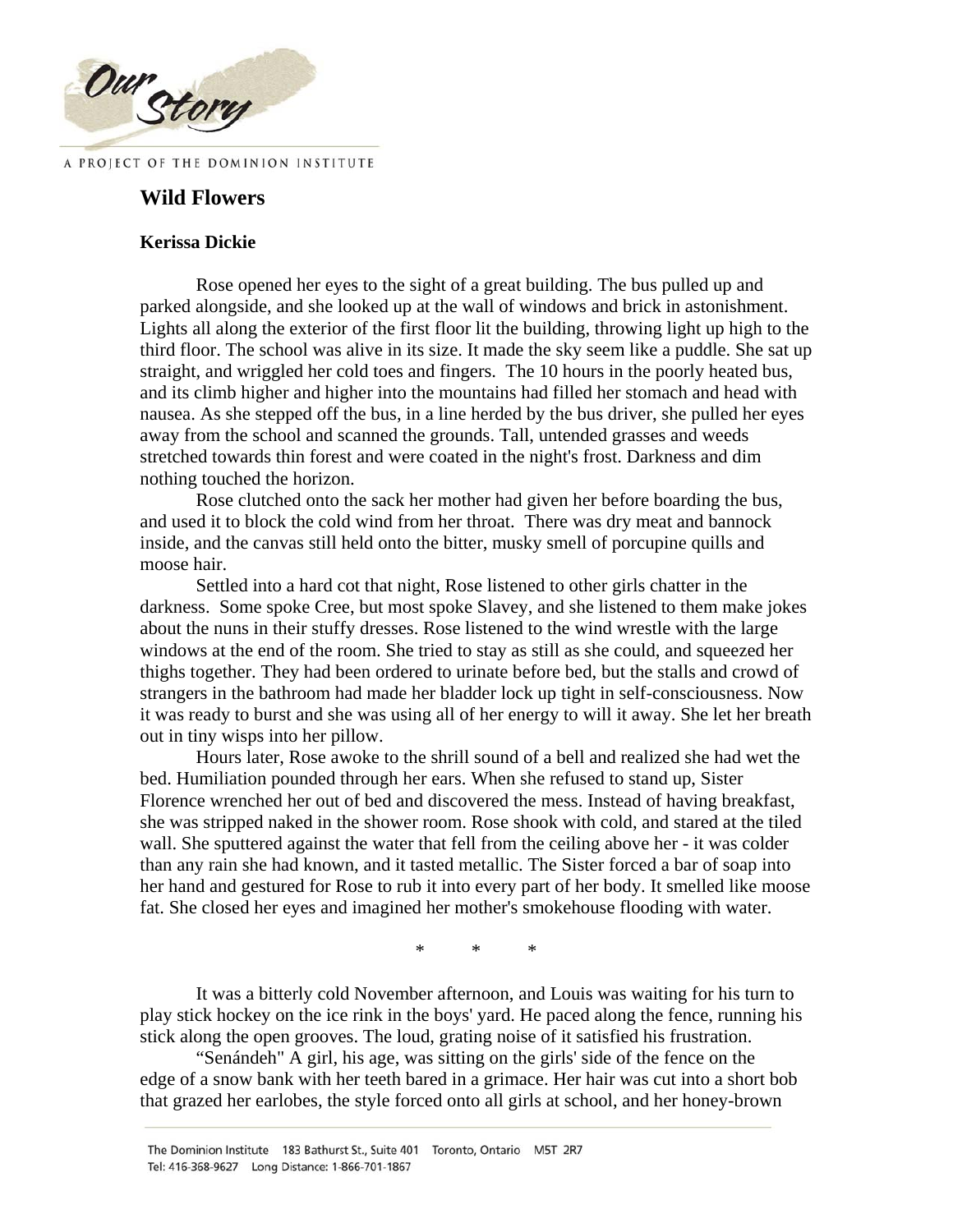# Wild Flowers

**Kerissa Dickie**

Rose opened her eyes to the sight of a great building. The bus pulled up and parked alongside, and she looked up at the wall of windows and brick in astonishment. Lights all along the exterior of the first floor lit the building, throwing light up high to the third floor. The school was alive in its size. It made the sky seem like a puddle. She sat up straight, and wriggled her cold toes and fingers. The 10 hours in the poorly heated bus, and its climb higher and higher into the mountains had filled her stomach and head with nausea. As she stepped off the bus, in a line herded by the bus driver, she pulled her eyes away from the school and scanned the grounds. Tall, untended grasses and weeds stretched towards thin forest and were coated in the night's frost. Darkness and dim nothing touched the horizon.

Rose clutched onto the sack her mother had given her before boarding the bus, and used it to block the cold wind from her throat. There was dry meat and bannock inside, and the canvas still held onto the bitter, musky smell of porcupine quills and moose hair.

Settled into a hard cot that night, Rose listened to other girls chatter in the darkness. Some spoke Cree, but most spoke Slavey, and she listened to them make jokes about the nuns in their stuffy dresses. Rose listened to the wind wrestle with the large windows at the end of the room. She tried to stay as still as she could, and squeezed her thighs together. They had been ordered to urinate before bed, but the stalls and crowd of strangers in the bathroom had made her bladder lock up tight in self-consciousness. Now it was ready to burst and she was using all of her energy to will it away. She let her breath out in tiny wisps into her pillow.

Hours later, Rose awoke to the shrill sound of a bell and realized she had wet the bed. Humiliation pounded through her ears. When she refused to stand up, Sister Florence wrenched her out of bed and discovered the mess. Instead of having breakfast, she was stripped naked in the shower room. Rose shook with cold, and stared at the tiled wall. She sputtered against the water that fell from the ceiling above her - it was colder than any rain she had known, and it tasted metallic. The Sister forced a bar of soap into her hand and gestured for Rose to rub it into every part of her body. It smelled like moose fat. She closed her eyes and imagined her mother's smokehouse flooding with water.

\* \* \*

It was a bitterly cold November afternoon, and Louis was waiting for his turn to play stick hockey on the ice rink in the boys' yard. He paced along the fence, running his stick along the open grooves. The loud, grating noise of it satisfied his frustration.

“Senándeh" A girl, his age, was sitting on the girls' side of the fence on the edge of a snow bank with her teeth bared in a grimace. Her hair was cut into a short bob that grazed her earlobes, the style forced onto all girls at school, and her honey-brown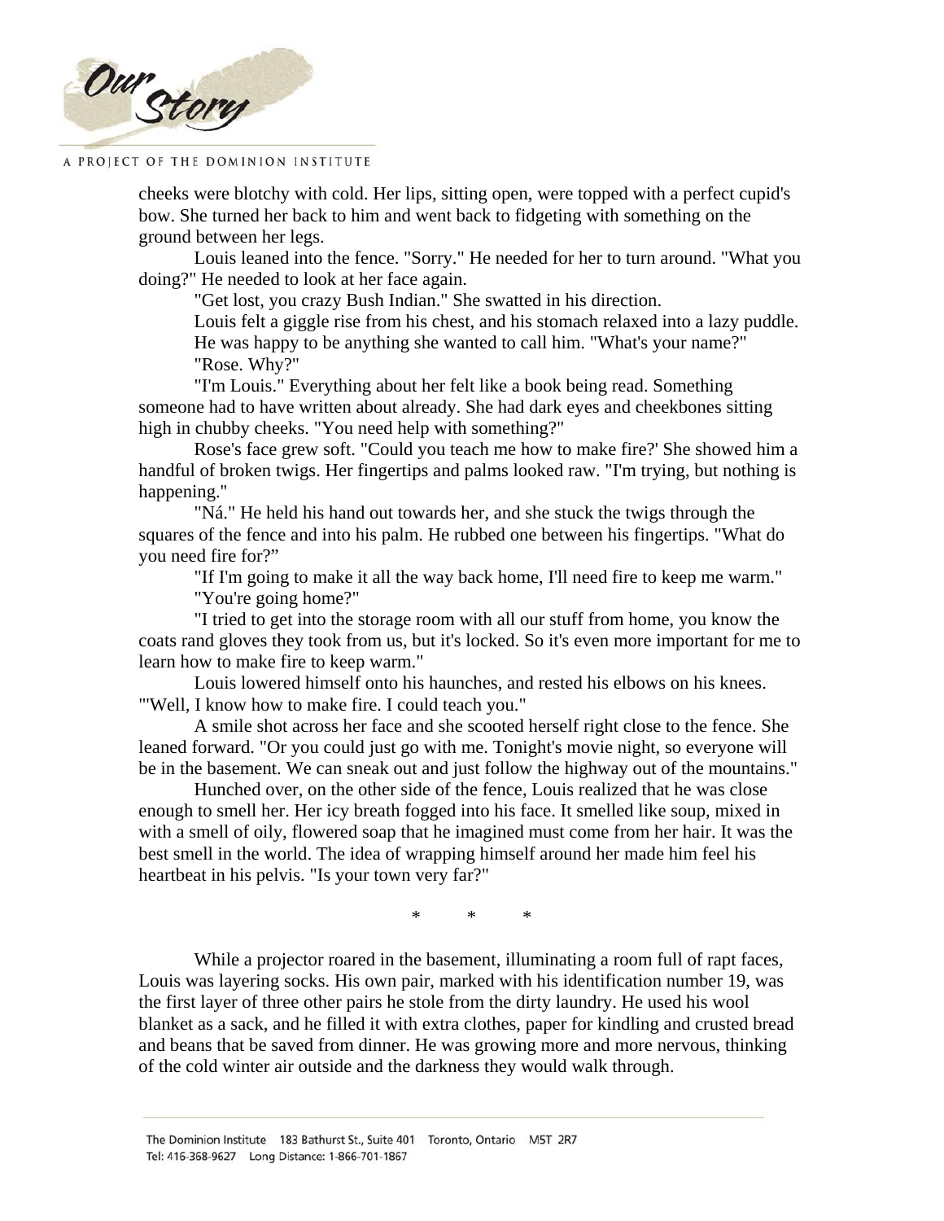cheeks were blotchy with cold. Her lips, sitting open, were topped with a perfect cupid's bow. She turned her back to him and went back to fidgeting with something on the ground between her legs.

Louis leaned into the fence. "Sorry." He needed for her to turn around. "What you doing?" He needed to look at her face again.

"Get lost, you crazy Bush Indian." She swatted in his direction.

Louis felt a giggle rise from his chest, and his stomach relaxed into a lazy puddle. He was happy to be anything she wanted to call him. "What's your name?"

"Rose. Why?"

"I'm Louis." Everything about her felt like a book being read. Something someone had to have written about already. She had dark eyes and cheekbones sitting high in chubby cheeks. "You need help with something?"

Rose's face grew soft. "Could you teach me how to make fire?' She showed him a handful of broken twigs. Her fingertips and palms looked raw. "I'm trying, but nothing is happening."

"Ná." He held his hand out towards her, and she stuck the twigs through the squares of the fence and into his palm. He rubbed one between his fingertips. "What do you need fire for?"

"If I'm going to make it all the way back home, I'll need fire to keep me warm."

"You're going home?"

"I tried to get into the storage room with all our stuff from home, you know the coats rand gloves they took from us, but it's locked. So it's even more important for me to learn how to make fire to keep warm."

Louis lowered himself onto his haunches, and rested his elbows on his knees. "'Well, I know how to make fire. I could teach you."

A smile shot across her face and she scooted herself right close to the fence. She leaned forward. "Or you could just go with me. Tonight's movie night, so everyone will be in the basement. We can sneak out and just follow the highway out of the mountains."

Hunched over, on the other side of the fence, Louis realized that he was close enough to smell her. Her icy breath fogged into his face. It smelled like soup, mixed in with a smell of oily, flowered soap that he imagined must come from her hair. It was the best smell in the world. The idea of wrapping himself around her made him feel his heartbeat in his pelvis. "Is your town very far?"

\* \* \*

While a projector roared in the basement, illuminating a room full of rapt faces, Louis was layering socks. His own pair, marked with his identification number 19, was the first layer of three other pairs he stole from the dirty laundry. He used his wool blanket as a sack, and he filled it with extra clothes, paper for kindling and crusted bread and beans that be saved from dinner. He was growing more and more nervous, thinking of the cold winter air outside and the darkness they would walk through.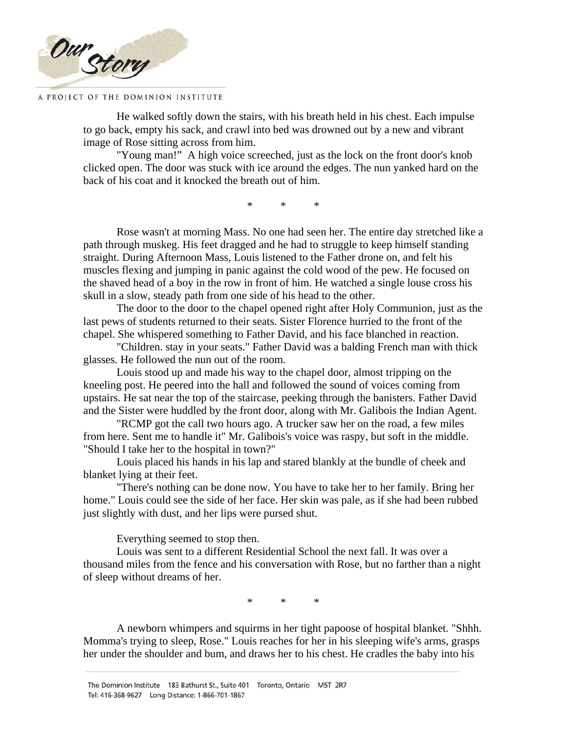He walked softly down the stairs, with his breath held in his chest. Each impulse to go back, empty his sack, and crawl into bed was drowned out by a new and vibrant image of Rose sitting across from him.

"Young man!" A high voice screeched, just as the lock on the front door's knob clicked open. The door was stuck with ice around the edges. The nun yanked hard on the back of his coat and it knocked the breath out of him.

\* \* \*

Rose wasn't at morning Mass. No one had seen her. The entire day stretched like a path through muskeg. His feet dragged and he had to struggle to keep himself standing straight. During Afternoon Mass, Louis listened to the Father drone on, and felt his muscles flexing and jumping in panic against the cold wood of the pew. He focused on the shaved head of a boy in the row in front of him. He watched a single louse cross his skull in a slow, steady path from one side of his head to the other.

The door to the door to the chapel opened right after Holy Communion, just as the last pews of students returned to their seats. Sister Florence hurried to the front of the chapel. She whispered something to Father David, and his face blanched in reaction.

"Children. stay in your seats." Father David was a balding French man with thick glasses. He followed the nun out of the room.

Louis stood up and made his way to the chapel door, almost tripping on the kneeling post. He peered into the hall and followed the sound of voices coming from upstairs. He sat near the top of the staircase, peeking through the banisters. Father David and the Sister were huddled by the front door, along with Mr. Galibois the Indian Agent.

"RCMP got the call two hours ago. A trucker saw her on the road, a few miles from here. Sent me to handle it" Mr. Galibois's voice was raspy, but soft in the middle. "Should I take her to the hospital in town?"

Louis placed his hands in his lap and stared blankly at the bundle of cheek and blanket lying at their feet.

"There's nothing can be done now. You have to take her to her family. Bring her home." Louis could see the side of her face. Her skin was pale, as if she had been rubbed just slightly with dust, and her lips were pursed shut.

Everything seemed to stop then.

Louis was sent to a different Residential School the next fall. It was over a thousand miles from the fence and his conversation with Rose, but no farther than a night of sleep without dreams of her.

\* \* \*

A newborn whimpers and squirms in her tight papoose of hospital blanket. "Shhh. Momma's trying to sleep, Rose." Louis reaches for her in his sleeping wife's arms, grasps her under the shoulder and bum, and draws her to his chest. He cradles the baby into his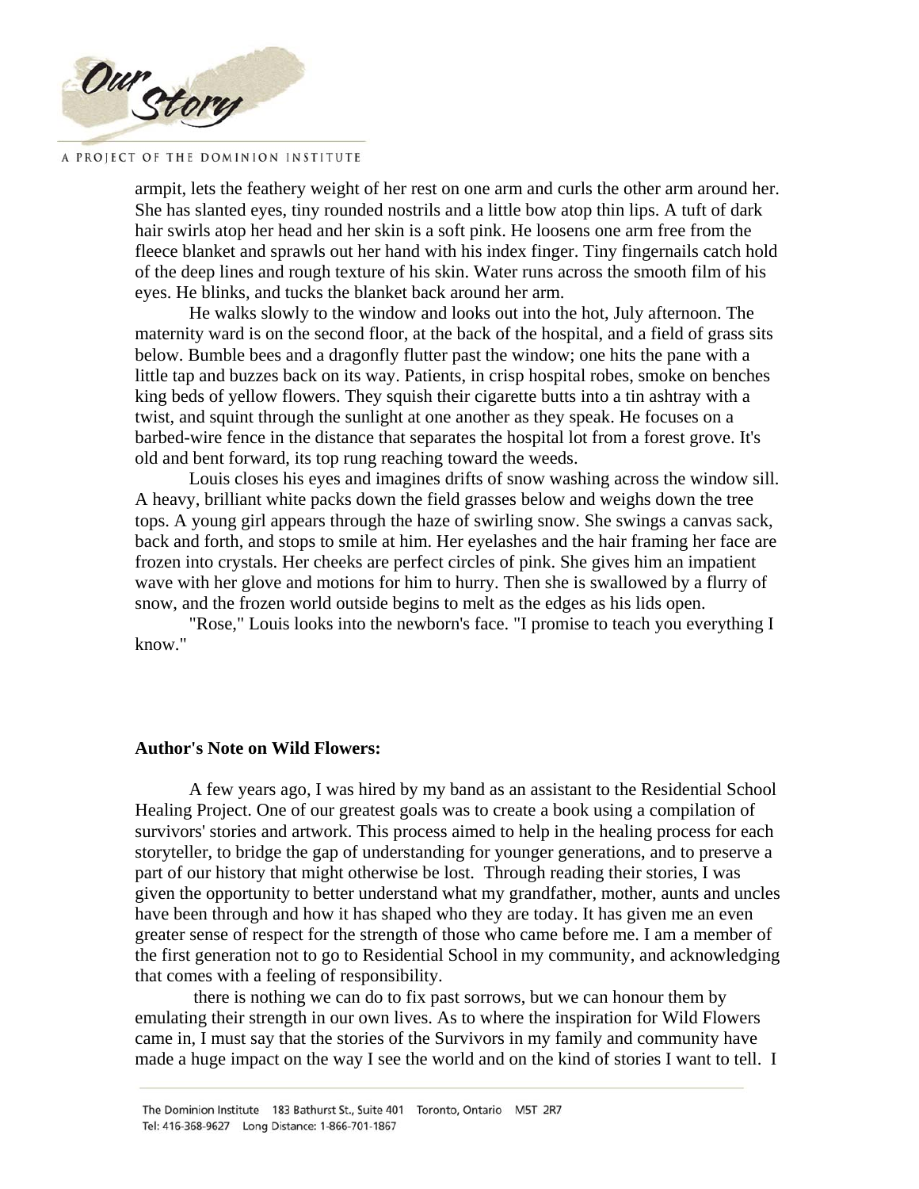armpit, lets the feathery weight of her rest on one arm and curls the other arm around her. She has slanted eyes, tiny rounded nostrils and a little bow atop thin lips. A tuft of dark hair swirls atop her head and her skin is a soft pink. He loosens one arm free from the fleece blanket and sprawls out her hand with his index finger. Tiny fingernails catch hold of the deep lines and rough texture of his skin. Water runs across the smooth film of his eyes. He blinks, and tucks the blanket back around her arm.

He walks slowly to the window and looks out into the hot, July afternoon. The maternity ward is on the second floor, at the back of the hospital, and a field of grass sits below. Bumble bees and a dragonfly flutter past the window; one hits the pane with a little tap and buzzes back on its way. Patients, in crisp hospital robes, smoke on benches king beds of yellow flowers. They squish their cigarette butts into a tin ashtray with a twist, and squint through the sunlight at one another as they speak. He focuses on a barbed-wire fence in the distance that separates the hospital lot from a forest grove. It's old and bent forward, its top rung reaching toward the weeds.

Louis closes his eyes and imagines drifts of snow washing across the window sill. A heavy, brilliant white packs down the field grasses below and weighs down the tree tops. A young girl appears through the haze of swirling snow. She swings a canvas sack, back and forth, and stops to smile at him. Her eyelashes and the hair framing her face are frozen into crystals. Her cheeks are perfect circles of pink. She gives him an impatient wave with her glove and motions for him to hurry. Then she is swallowed by a flurry of snow, and the frozen world outside begins to melt as the edges as his lids open.

"Rose," Louis looks into the newborn's face. "I promise to teach you everything I know."

**Author's Note on Wild Flowers:**

A few years ago, I was hired by my band as an assistant to the Residential School Healing Project. One of our greatest goals was to create a book using a compilation of survivors' stories and artwork. This process aimed to help in the healing process for each storyteller, to bridge the gap of understanding for younger generations, and to preserve a part of our history that might otherwise be lost. Through reading their stories, I was given the opportunity to better understand what my grandfather, mother, aunts and uncles have been through and how it has shaped who they are today. It has given me an even greater sense of respect for the strength of those who came before me. I am a member of the first generation not to go to Residential School in my community, and acknowledging that comes with a feeling of responsibility.

there is nothing we can do to fix past sorrows, but we can honour them by emulating their strength in our own lives. As to where the inspiration for Wild Flowers came in, I must say that the stories of the Survivors in my family and community have made a huge impact on the way I see the world and on the kind of stories I want to tell. I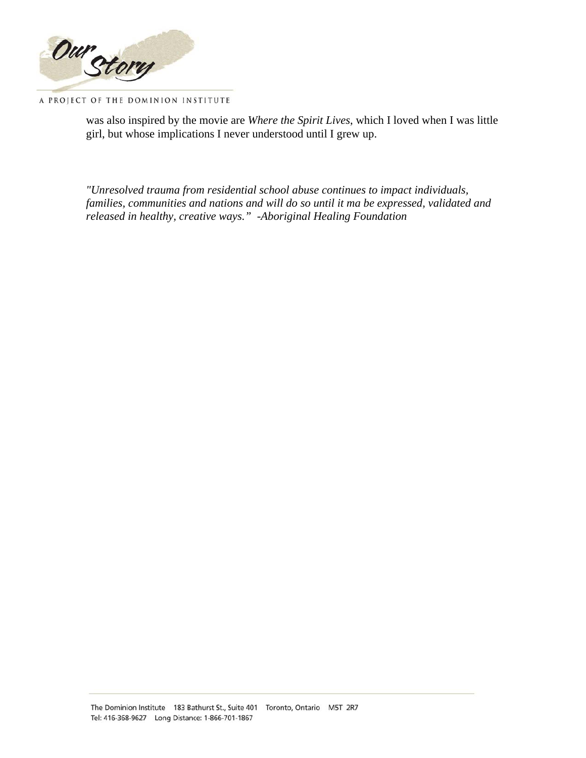was also inspired by the movie are *Where the Spirit Lives*, which I loved when I was little girl, but whose implications I never understood until I grew up.

*"Unresolved trauma from residential school abuse continues to impact individuals, families, communities and nations and will do so until it ma be expressed, validated and released in healthy, creative ways." -Aboriginal Healing Foundation*